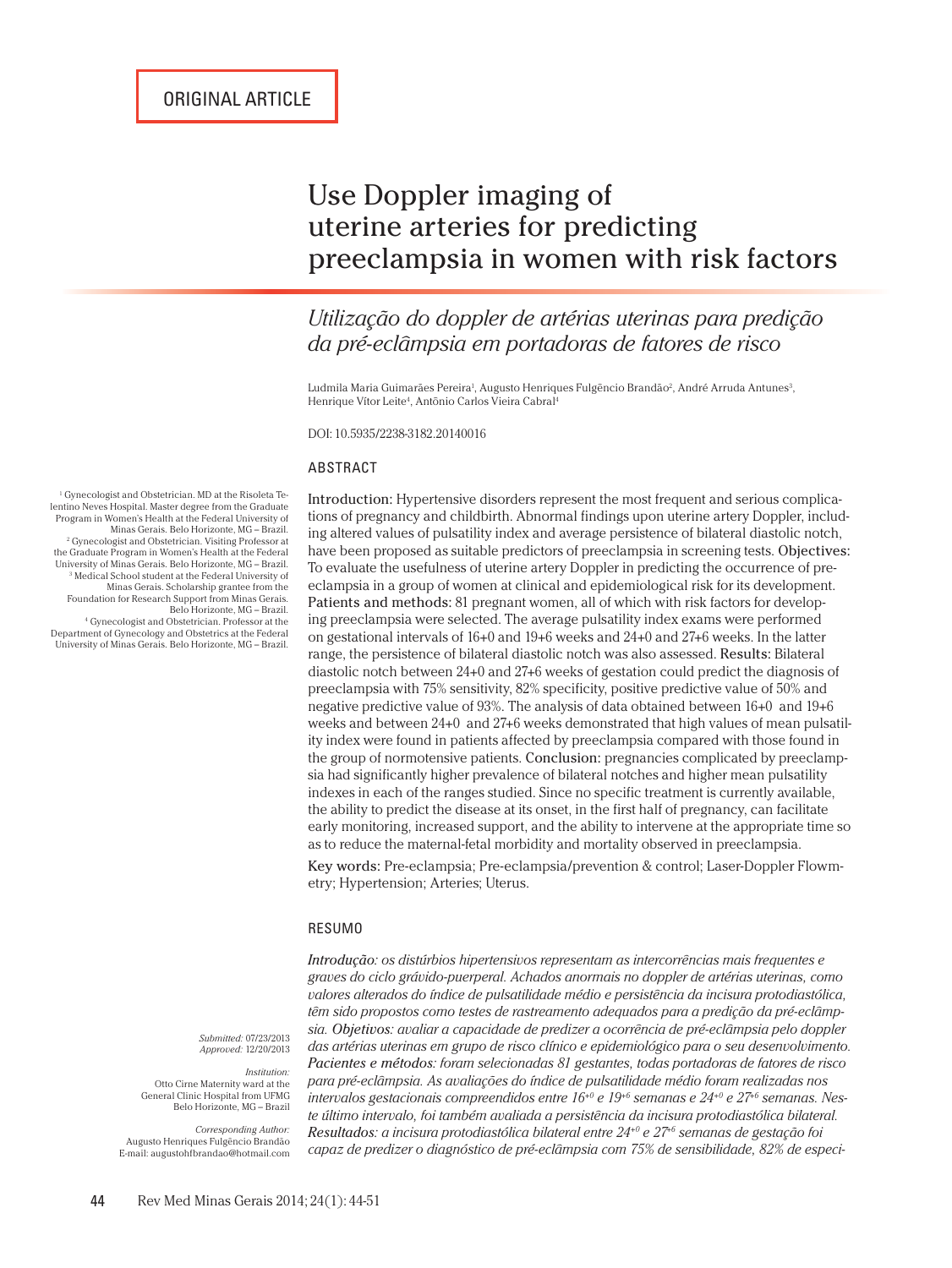ORIGINAL ARTICLE

# Use Doppler imaging of uterine arteries for predicting preeclampsia in women with risk factors

## *Utilização do doppler de artérias uterinas para predição da pré-eclâmpsia em portadoras de fatores de risco*

Ludmila Maria Guimarães Pereira[1], Augusto Henriques Fulgêncio Brandão[2], André Arruda Antunes[3], Henrique Vítor Leite[4], Antônio Carlos Vieira Cabral[4]

DOI: 10.5935/2238-3182.20140016

[1] Gynecologist and Obstetrician. MD at the Risoleta Tolentino Neves Hospital. Master degree from the Graduate Program in Women's Health at the Federal University of Minas Gerais. Belo Horizonte, MG – Brazil.
[2] Gynecologist and Obstetrician. Visiting Professor at the Graduate Program in Women's Health at the Federal University of Minas Gerais. Belo Horizonte, MG – Brazil.
[3] Medical School student at the Federal University of Minas Gerais. Scholarship grantee from the Foundation for Research Support from Minas Gerais. Belo Horizonte, MG – Brazil.
[4] Gynecologist and Obstetrician. Professor at the Department of Gynecology and Obstetrics at the Federal University of Minas Gerais. Belo Horizonte, MG – Brazil.

## ABSTRACT

**Introduction:** Hypertensive disorders represent the most frequent and serious complications of pregnancy and childbirth. Abnormal findings upon uterine artery Doppler, including altered values of pulsatility index and average persistence of bilateral diastolic notch, have been proposed as suitable predictors of preeclampsia in screening tests. **Objectives:** To evaluate the usefulness of uterine artery Doppler in predicting the occurrence of preeclampsia in a group of women at clinical and epidemiological risk for its development. **Patients and methods:** 81 pregnant women, all of which with risk factors for developing preeclampsia were selected. The average pulsatility index exams were performed on gestational intervals of 16+0 and 19+6 weeks and 24+0 and 27+6 weeks. In the latter range, the persistence of bilateral diastolic notch was also assessed. **Results:** Bilateral diastolic notch between 24+0 and 27+6 weeks of gestation could predict the diagnosis of preeclampsia with 75% sensitivity, 82% specificity, positive predictive value of 50% and negative predictive value of 93%. The analysis of data obtained between 16+0 and 19+6 weeks and between 24+0 and 27+6 weeks demonstrated that high values of mean pulsatility index were found in patients affected by preeclampsia compared with those found in the group of normotensive patients. **Conclusion:** pregnancies complicated by preeclampsia had significantly higher prevalence of bilateral notches and higher mean pulsatility indexes in each of the ranges studied. Since no specific treatment is currently available, the ability to predict the disease at its onset, in the first half of pregnancy, can facilitate early monitoring, increased support, and the ability to intervene at the appropriate time so as to reduce the maternal-fetal morbidity and mortality observed in preeclampsia.

**Key words:** Pre-eclampsia; Pre-eclampsia/prevention & control; Laser-Doppler Flowmetry; Hypertension; Arteries; Uterus.

## RESUMO

***Introdução**: os distúrbios hipertensivos representam as intercorrências mais frequentes e graves do ciclo grávido-puerperal. Achados anormais no doppler de artérias uterinas, como valores alterados do índice de pulsatilidade médio e persistência da incisura protodiastólica, têm sido propostos como testes de rastreamento adequados para a predição da pré-eclâmpsia. **Objetivos**: avaliar a capacidade de predizer a ocorrência de pré-eclâmpsia pelo doppler das artérias uterinas em grupo de risco clínico e epidemiológico para o seu desenvolvimento. **Pacientes e métodos**: foram selecionadas 81 gestantes, todas portadoras de fatores de risco para pré-eclâmpsia. As avaliações do índice de pulsatilidade médio foram realizadas nos intervalos gestacionais compreendidos entre $16^{+0}$ e $19^{+6}$ semanas e $24^{+0}$ e $27^{+6}$ semanas. Neste último intervalo, foi também avaliada a persistência da incisura protodiastólica bilateral. **Resultados**: a incisura protodiastólica bilateral entre $24^{+0}$ e $27^{+6}$ semanas de gestação foi capaz de predizer o diagnóstico de pré-eclâmpsia com 75% de sensibilidade, 82% de especi-*

*Submitted: 07/23/2013*
*Approved: 12/20/2013*

*Institution:*
Otto Cirne Maternity ward at the General Clinic Hospital from UFMG
Belo Horizonte, MG – Brazil

*Corresponding Author:*
Augusto Henriques Fulgêncio Brandão
E-mail: augustohfbrandao@hotmail.com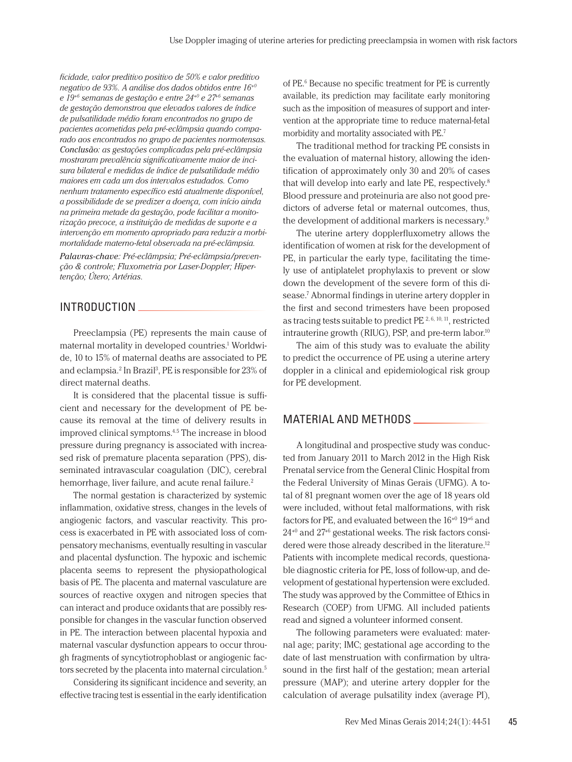*ficidade, valor preditivo positivo de 50% e valor preditivo negativo de 93%. A análise dos dados obtidos entre 16+0 e 19+6 semanas de gestação e entre 24+0 e 27+6 semanas de gestação demonstrou que elevados valores de índice de pulsatilidade médio foram encontrados no grupo de pacientes acometidas pela pré-eclâmpsia quando comparado aos encontrados no grupo de pacientes normotensas.*

***Conclusão:** as gestações complicadas pela pré-eclâmpsia mostraram prevalência significativamente maior de incisura bilateral e medidas de índice de pulsatilidade médio maiores em cada um dos intervalos estudados. Como nenhum tratamento específico está atualmente disponível, a possibilidade de se predizer a doença, com início ainda na primeira metade da gestação, pode facilitar a monitorização precoce, a instituição de medidas de suporte e a intervenção em momento apropriado para reduzir a morbimortalidade materno-fetal observada na pré-eclâmpsia.*

***Palavras-chave:** Pré-eclâmpsia; Pré-eclâmpsia/prevenção & controle; Fluxometria por Laser-Doppler; Hipertensão; Útero; Artérias.*

## INTRODUCTION

Preeclampsia (PE) represents the main cause of maternal mortality in developed countries.[1] Worldwide, 10 to 15% of maternal deaths are associated to PE and eclampsia.[2] In Brazil[3], PE is responsible for 23% of direct maternal deaths.

It is considered that the placental tissue is sufficient and necessary for the development of PE because its removal at the time of delivery results in improved clinical symptoms.[4,5] The increase in blood pressure during pregnancy is associated with increased risk of premature placenta separation (PPS), disseminated intravascular coagulation (DIC), cerebral hemorrhage, liver failure, and acute renal failure.[2]

The normal gestation is characterized by systemic inflammation, oxidative stress, changes in the levels of angiogenic factors, and vascular reactivity. This process is exacerbated in PE with associated loss of compensatory mechanisms, eventually resulting in vascular and placental dysfunction. The hypoxic and ischemic placenta seems to represent the physiopathological basis of PE. The placenta and maternal vasculature are sources of reactive oxygen and nitrogen species that can interact and produce oxidants that are possibly responsible for changes in the vascular function observed in PE. The interaction between placental hypoxia and maternal vascular dysfunction appears to occur through fragments of syncytiotrophoblast or angiogenic factors secreted by the placenta into maternal circulation.[5]

Considering its significant incidence and severity, an effective tracing test is essential in the early identification of PE.[6] Because no specific treatment for PE is currently available, its prediction may facilitate early monitoring such as the imposition of measures of support and intervention at the appropriate time to reduce maternal-fetal morbidity and mortality associated with PE.[7]

The traditional method for tracking PE consists in the evaluation of maternal history, allowing the identification of approximately only 30 and 20% of cases that will develop into early and late PE, respectively.[8] Blood pressure and proteinuria are also not good predictors of adverse fetal or maternal outcomes, thus, the development of additional markers is necessary.[9]

The uterine artery dopplerfluxometry allows the identification of women at risk for the development of PE, in particular the early type, facilitating the timely use of antiplatelet prophylaxis to prevent or slow down the development of the severe form of this disease.[7] Abnormal findings in uterine artery doppler in the first and second trimesters have been proposed as tracing tests suitable to predict PE [2, 6, 10, 11], restricted intrauterine growth (RIUG), PSP, and pre-term labor.[10]

The aim of this study was to evaluate the ability to predict the occurrence of PE using a uterine artery doppler in a clinical and epidemiological risk group for PE development.

## MATERIAL AND METHODS

A longitudinal and prospective study was conducted from January 2011 to March 2012 in the High Risk Prenatal service from the General Clinic Hospital from the Federal University of Minas Gerais (UFMG). A total of 81 pregnant women over the age of 18 years old were included, without fetal malformations, with risk factors for PE, and evaluated between the 16+0 19+6 and 24+0 and 27+6 gestational weeks. The risk factors considered were those already described in the literature.[12] Patients with incomplete medical records, questionable diagnostic criteria for PE, loss of follow-up, and development of gestational hypertension were excluded. The study was approved by the Committee of Ethics in Research (COEP) from UFMG. All included patients read and signed a volunteer informed consent.

The following parameters were evaluated: maternal age; parity; IMC; gestational age according to the date of last menstruation with confirmation by ultrasound in the first half of the gestation; mean arterial pressure (MAP); and uterine artery doppler for the calculation of average pulsatility index (average PI),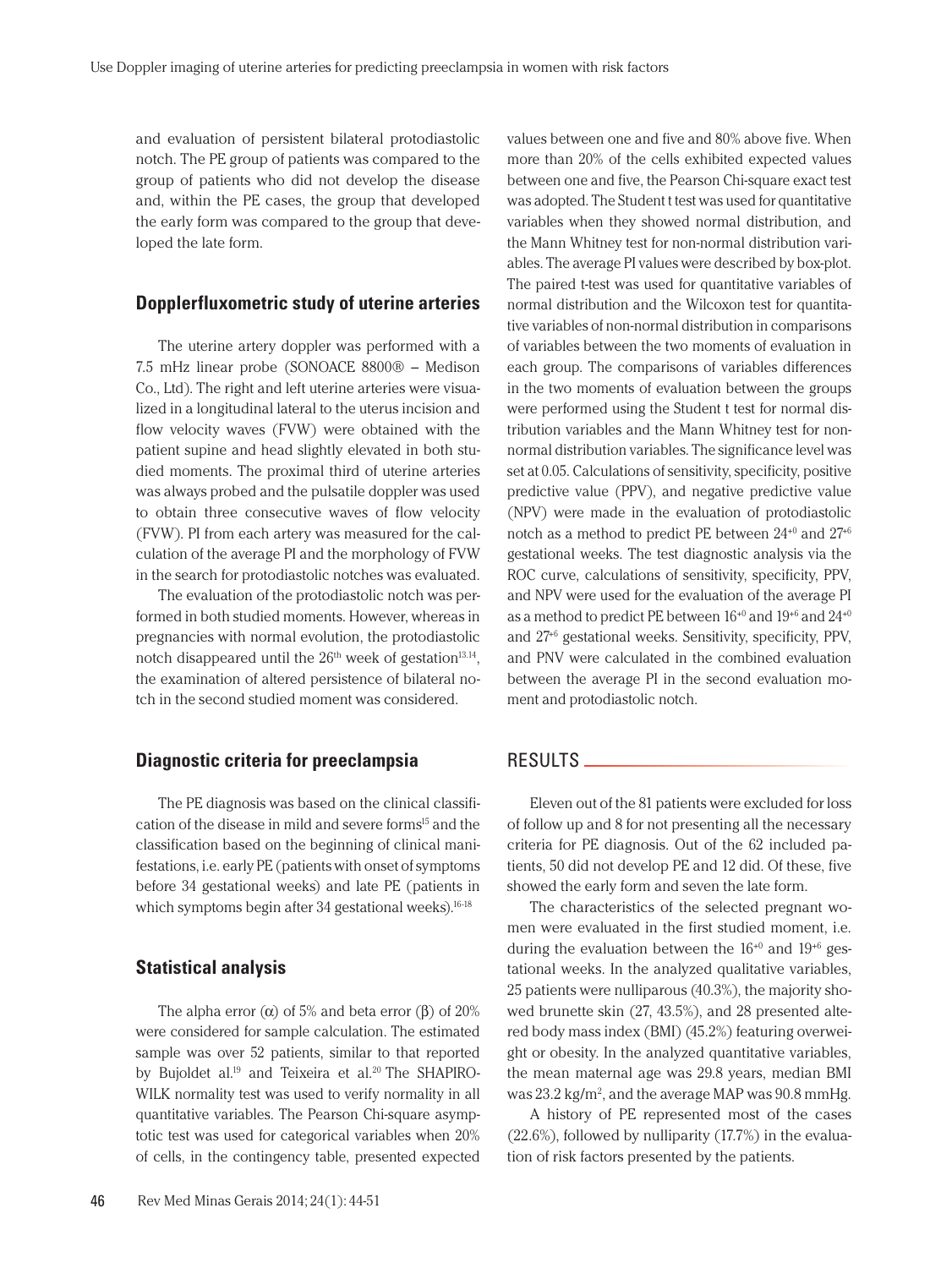and evaluation of persistent bilateral protodiastolic notch. The PE group of patients was compared to the group of patients who did not develop the disease and, within the PE cases, the group that developed the early form was compared to the group that developed the late form.

## Dopplerfluxometric study of uterine arteries

The uterine artery doppler was performed with a 7.5 mHz linear probe (SONOACE 8800® – Medison Co., Ltd). The right and left uterine arteries were visualized in a longitudinal lateral to the uterus incision and flow velocity waves (FVW) were obtained with the patient supine and head slightly elevated in both studied moments. The proximal third of uterine arteries was always probed and the pulsatile doppler was used to obtain three consecutive waves of flow velocity (FVW). PI from each artery was measured for the calculation of the average PI and the morphology of FVW in the search for protodiastolic notches was evaluated.

The evaluation of the protodiastolic notch was performed in both studied moments. However, whereas in pregnancies with normal evolution, the protodiastolic notch disappeared until the 26th week of gestation[13,14], the examination of altered persistence of bilateral notch in the second studied moment was considered.

## Diagnostic criteria for preeclampsia

The PE diagnosis was based on the clinical classification of the disease in mild and severe forms[15] and the classification based on the beginning of clinical manifestations, i.e. early PE (patients with onset of symptoms before 34 gestational weeks) and late PE (patients in which symptoms begin after 34 gestational weeks).[16-18]

## Statistical analysis

The alpha error (α) of 5% and beta error (β) of 20% were considered for sample calculation. The estimated sample was over 52 patients, similar to that reported by Bujoldet al.[19] and Teixeira et al.[20] The SHAPIRO-WILK normality test was used to verify normality in all quantitative variables. The Pearson Chi-square asymptotic test was used for categorical variables when 20% of cells, in the contingency table, presented expected values between one and five and 80% above five. When more than 20% of the cells exhibited expected values between one and five, the Pearson Chi-square exact test was adopted. The Student t test was used for quantitative variables when they showed normal distribution, and the Mann Whitney test for non-normal distribution variables. The average PI values were described by box-plot. The paired t-test was used for quantitative variables of normal distribution and the Wilcoxon test for quantitative variables of non-normal distribution in comparisons of variables between the two moments of evaluation in each group. The comparisons of variables differences in the two moments of evaluation between the groups were performed using the Student t test for normal distribution variables and the Mann Whitney test for non-normal distribution variables. The significance level was set at 0.05. Calculations of sensitivity, specificity, positive predictive value (PPV), and negative predictive value (NPV) were made in the evaluation of protodiastolic notch as a method to predict PE between $24^{+0}$ and $27^{+6}$ gestational weeks. The test diagnostic analysis via the ROC curve, calculations of sensitivity, specificity, PPV, and NPV were used for the evaluation of the average PI as a method to predict PE between $16^{+0}$ and $19^{+6}$ and $24^{+0}$ and $27^{+6}$ gestational weeks. Sensitivity, specificity, PPV, and PNV were calculated in the combined evaluation between the average PI in the second evaluation moment and protodiastolic notch.

# RESULTS

Eleven out of the 81 patients were excluded for loss of follow up and 8 for not presenting all the necessary criteria for PE diagnosis. Out of the 62 included patients, 50 did not develop PE and 12 did. Of these, five showed the early form and seven the late form.

The characteristics of the selected pregnant women were evaluated in the first studied moment, i.e. during the evaluation between the $16^{+0}$ and $19^{+6}$ gestational weeks. In the analyzed qualitative variables, 25 patients were nulliparous (40.3%), the majority showed brunette skin (27, 43.5%), and 28 presented altered body mass index (BMI) (45.2%) featuring overweight or obesity. In the analyzed quantitative variables, the mean maternal age was 29.8 years, median BMI was 23.2 kg/m$^2$, and the average MAP was 90.8 mmHg.

A history of PE represented most of the cases (22.6%), followed by nulliparity (17.7%) in the evaluation of risk factors presented by the patients.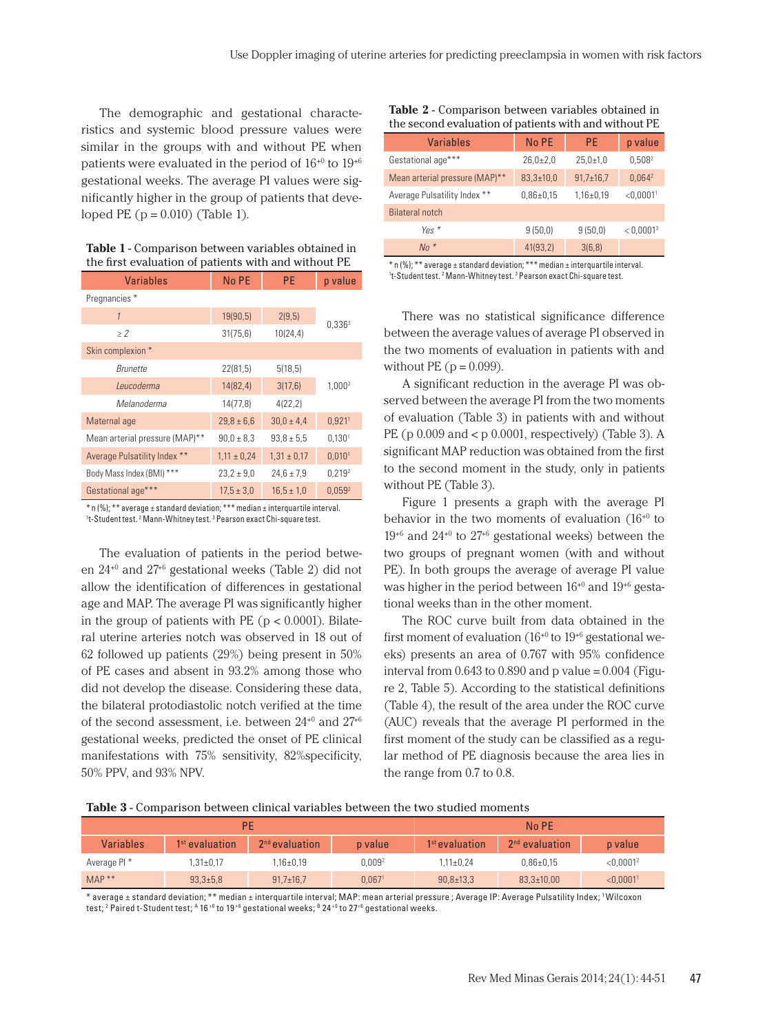The demographic and gestational characteristics and systemic blood pressure values were similar in the groups with and without PE when patients were evaluated in the period of $16^{+0}$ to $19^{+6}$ gestational weeks. The average PI values were significantly higher in the group of patients that developed PE (p = 0.010) (Table 1).

**Table 1** - Comparison between variables obtained in the first evaluation of patients with and without PE

| Variables | No PE | PE | p value |
|---|---|---|---|
| Pregnancies * | | | |
| *1* | 19(90,5) | 2(9,5) | 0,336[3] |
| *≥ 2* | 31(75,6) | 10(24,4) | |
| Skin complexion * | | | |
| *Brunette* | 22(81,5) | 5(18,5) | 1,000[3] |
| *Leucoderma* | 14(82,4) | 3(17,6) | |
| *Melanoderma* | 14(77,8) | 4(22,2) | |
| Maternal age | 29,8 ± 6,6 | 30,0 ± 4,4 | 0,921[1] |
| Mean arterial pressure (MAP)** | 90,0 ± 8,3 | 93,8 ± 5,5 | 0,130[1] |
| Average Pulsatility Index ** | 1,11 ± 0,24 | 1,31 ± 0,17 | 0,010[1] |
| Body Mass Index (BMI) *** | 23,2 ± 9,0 | 24,6 ± 7,9 | 0,219[2] |
| Gestational age*** | 17,5 ± 3,0 | 16,5 ± 1,0 | 0,059[2] |

* n (%); ** average ± standard deviation; *** median ± interquartile interval.
[1]t-Student test. [2] Mann-Whitney test. [3] Pearson exact Chi-square test.

The evaluation of patients in the period between $24^{+0}$ and $27^{+6}$ gestational weeks (Table 2) did not allow the identification of differences in gestational age and MAP. The average PI was significantly higher in the group of patients with PE (p < 0.0001). Bilateral uterine arteries notch was observed in 18 out of 62 followed up patients (29%) being present in 50% of PE cases and absent in 93.2% among those who did not develop the disease. Considering these data, the bilateral protodiastolic notch verified at the time of the second assessment, i.e. between $24^{+0}$ and $27^{+6}$ gestational weeks, predicted the onset of PE clinical manifestations with 75% sensitivity, 82%specificity, 50% PPV, and 93% NPV.

**Table 2** - Comparison between variables obtained in the second evaluation of patients with and without PE

| Variables | No PE | PE | p value |
|---|---|---|---|
| Gestational age*** | 26,0±2,0 | 25,0±1,0 | 0,508[2] |
| Mean arterial pressure (MAP)** | 83,3±10,0 | 91,7±16,7 | 0,064[2] |
| Average Pulsatility Index ** | 0,86±0,15 | 1,16±0,19 | <0,0001[1] |
| Bilateral notch | | | |
| *Yes ** | 9 (50,0) | 9 (50,0) | < 0,0001[3] |
| *No ** | 41(93,2) | 3(6,8) | |

* n (%); ** average ± standard deviation; *** median ± interquartile interval.
[1]t-Student test. [2] Mann-Whitney test. [3] Pearson exact Chi-square test.

There was no statistical significance difference between the average values of average PI observed in the two moments of evaluation in patients with and without PE (p = 0.099).

A significant reduction in the average PI was observed between the average PI from the two moments of evaluation (Table 3) in patients with and without PE (p 0.009 and < p 0.0001, respectively) (Table 3). A significant MAP reduction was obtained from the first to the second moment in the study, only in patients without PE (Table 3).

Figure 1 presents a graph with the average PI behavior in the two moments of evaluation ($16^{+0}$ to $19^{+6}$ and $24^{+0}$ to $27^{+6}$ gestational weeks) between the two groups of pregnant women (with and without PE). In both groups the average of average PI value was higher in the period between $16^{+0}$ and $19^{+6}$ gestational weeks than in the other moment.

The ROC curve built from data obtained in the first moment of evaluation ($16^{+0}$ to $19^{+6}$ gestational weeks) presents an area of 0.767 with 95% confidence interval from 0.643 to 0.890 and p value = 0.004 (Figure 2, Table 5). According to the statistical definitions (Table 4), the result of the area under the ROC curve (AUC) reveals that the average PI performed in the first moment of the study can be classified as a regular method of PE diagnosis because the area lies in the range from 0.7 to 0.8.

**Table 3** - Comparison between clinical variables between the two studied moments

| | PE | | | No PE | | |
|---|---|---|---|---|---|---|
| Variables | 1st evaluation | 2nd evaluation | p value | 1st evaluation | 2nd evaluation | p value |
| Average PI * | 1,31±0,17 | 1,16±0,19 | 0,009[2] | 1,11±0,24 | 0,86±0,15 | <0,0001[2] |
| MAP ** | 93,3±5,8 | 91,7±16,7 | 0,067[1] | 90,8±13,3 | 83,3±10,00 | <0,0001[1] |

* average ± standard deviation; ** median ± interquartile interval; MAP: mean arterial pressure ; Average IP: Average Pulsatility Index; [1] Wilcoxon test; [2] Paired t-Student test; [A] $16^{+0}$ to $19^{+6}$ gestational weeks; [B] $24^{+0}$ to $27^{+6}$ gestational weeks.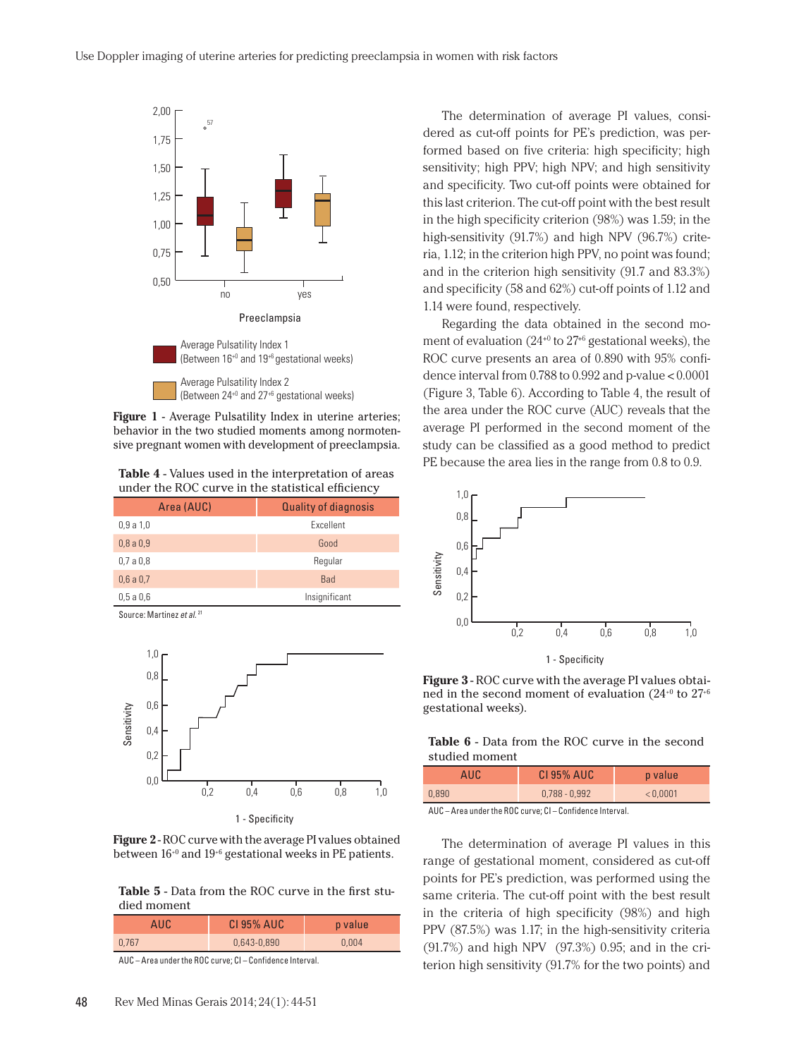Figure 1 - Average Pulsatility Index in uterine arteries; behavior in the two studied moments among normotensive pregnant women with development of preeclampsia.

**Table 4** - Values used in the interpretation of areas under the ROC curve in the statistical efficiency

| Area (AUC) | Quality of diagnosis |
|---|---|
| 0,9 a 1,0 | Excellent |
| 0,8 a 0,9 | Good |
| 0,7 a 0,8 | Regular |
| 0,6 a 0,7 | Bad |
| 0,5 a 0,6 | Insignificant |

Source: Martinez *et al.*[21]

**Figure 2** - ROC curve with the average PI values obtained between $16^{+0}$ and $19^{+6}$ gestational weeks in PE patients.

**Table 5** - Data from the ROC curve in the first studied moment

| AUC | CI 95% AUC | p value |
|---|---|---|
| 0,767 | 0,643-0,890 | 0,004 |

AUC – Area under the ROC curve; CI – Confidence Interval.

The determination of average PI values, considered as cut-off points for PE's prediction, was performed based on five criteria: high specificity; high sensitivity; high PPV; high NPV; and high sensitivity and specificity. Two cut-off points were obtained for this last criterion. The cut-off point with the best result in the high specificity criterion (98%) was 1.59; in the high-sensitivity (91.7%) and high NPV (96.7%) criteria, 1.12; in the criterion high PPV, no point was found; and in the criterion high sensitivity (91.7 and 83.3%) and specificity (58 and 62%) cut-off points of 1.12 and 1.14 were found, respectively.

Regarding the data obtained in the second moment of evaluation ($24^{+0}$ to $27^{+6}$ gestational weeks), the ROC curve presents an area of 0.890 with 95% confidence interval from 0.788 to 0.992 and p-value < 0.0001 (Figure 3, Table 6). According to Table 4, the result of the area under the ROC curve (AUC) reveals that the average PI performed in the second moment of the study can be classified as a good method to predict PE because the area lies in the range from 0.8 to 0.9.

**Figure 3** - ROC curve with the average PI values obtained in the second moment of evaluation ($24^{+0}$ to $27^{+6}$ gestational weeks).

**Table 6** - Data from the ROC curve in the second studied moment

| AUC | CI 95% AUC | p value |
|---|---|---|
| 0,890 | 0,788 - 0,992 | < 0,0001 |

AUC – Area under the ROC curve; CI – Confidence Interval.

The determination of average PI values in this range of gestational moment, considered as cut-off points for PE's prediction, was performed using the same criteria. The cut-off point with the best result in the criteria of high specificity (98%) and high PPV (87.5%) was 1.17; in the high-sensitivity criteria (91.7%) and high NPV (97.3%) 0.95; and in the criterion high sensitivity (91.7% for the two points) and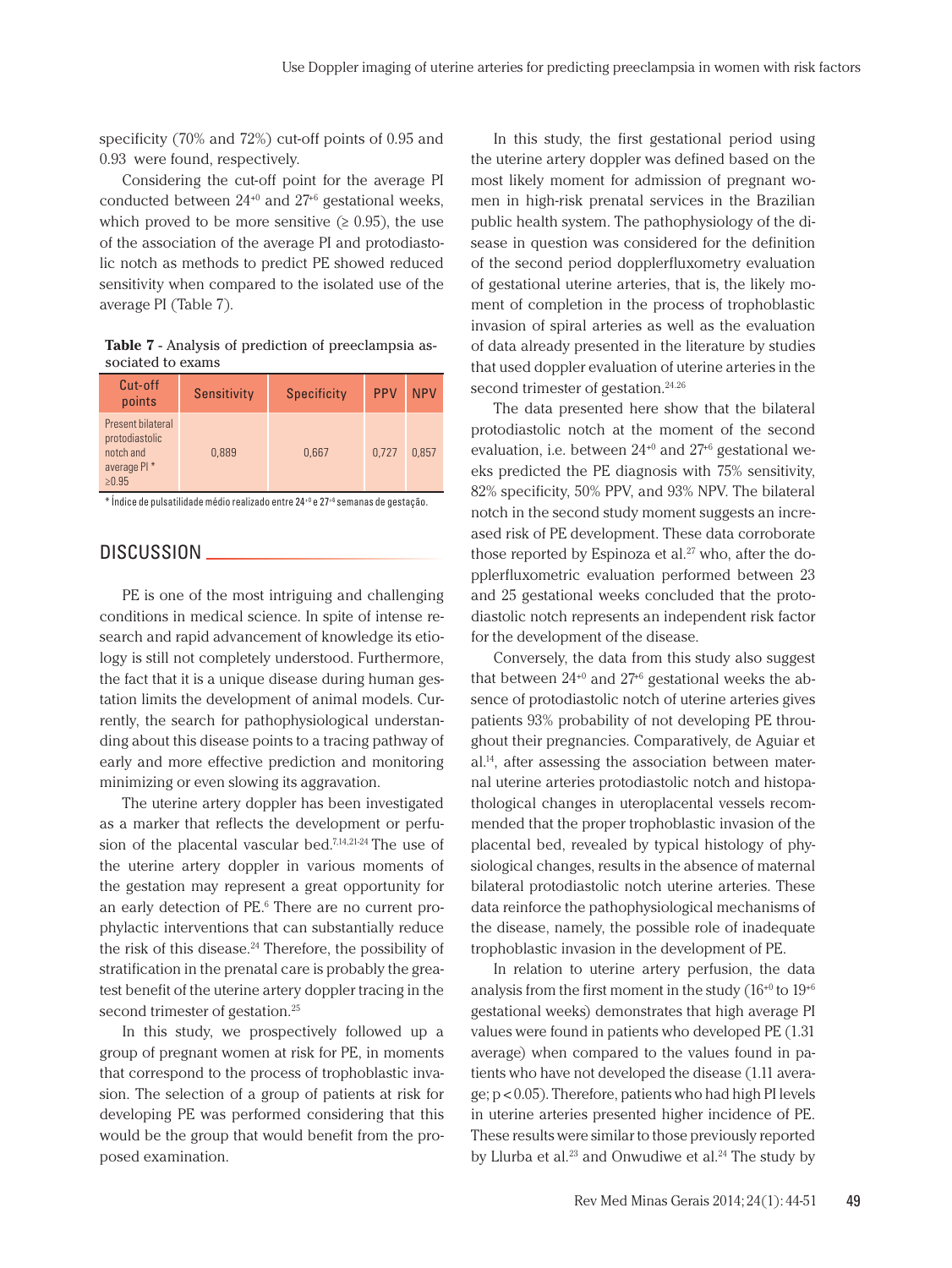specificity (70% and 72%) cut-off points of 0.95 and 0.93 were found, respectively.

Considering the cut-off point for the average PI conducted between $24^{+0}$ and $27^{+6}$ gestational weeks, which proved to be more sensitive ($\geq 0.95$), the use of the association of the average PI and protodiastolic notch as methods to predict PE showed reduced sensitivity when compared to the isolated use of the average PI (Table 7).

**Table 7** - Analysis of prediction of preeclampsia associated to exams

| Cut-off points | Sensitivity | Specificity | PPV | NPV |
|---|---|---|---|---|
| Present bilateral protodiastolic notch and average PI * ≥0.95 | 0,889 | 0,667 | 0,727 | 0,857 |

\* Índice de pulsatilidade médio realizado entre $24^{+0}$ e $27^{+6}$ semanas de gestação.

## DISCUSSION

PE is one of the most intriguing and challenging conditions in medical science. In spite of intense research and rapid advancement of knowledge its etiology is still not completely understood. Furthermore, the fact that it is a unique disease during human gestation limits the development of animal models. Currently, the search for pathophysiological understanding about this disease points to a tracing pathway of early and more effective prediction and monitoring minimizing or even slowing its aggravation.

The uterine artery doppler has been investigated as a marker that reflects the development or perfusion of the placental vascular bed.[7,14,21-24] The use of the uterine artery doppler in various moments of the gestation may represent a great opportunity for an early detection of PE.[6] There are no current prophylactic interventions that can substantially reduce the risk of this disease.[24] Therefore, the possibility of stratification in the prenatal care is probably the greatest benefit of the uterine artery doppler tracing in the second trimester of gestation.[25]

In this study, we prospectively followed up a group of pregnant women at risk for PE, in moments that correspond to the process of trophoblastic invasion. The selection of a group of patients at risk for developing PE was performed considering that this would be the group that would benefit from the proposed examination.

In this study, the first gestational period using the uterine artery doppler was defined based on the most likely moment for admission of pregnant women in high-risk prenatal services in the Brazilian public health system. The pathophysiology of the disease in question was considered for the definition of the second period dopplerfluxometry evaluation of gestational uterine arteries, that is, the likely moment of completion in the process of trophoblastic invasion of spiral arteries as well as the evaluation of data already presented in the literature by studies that used doppler evaluation of uterine arteries in the second trimester of gestation.[24,26]

The data presented here show that the bilateral protodiastolic notch at the moment of the second evaluation, i.e. between $24^{+0}$ and $27^{+6}$ gestational weeks predicted the PE diagnosis with 75% sensitivity, 82% specificity, 50% PPV, and 93% NPV. The bilateral notch in the second study moment suggests an increased risk of PE development. These data corroborate those reported by Espinoza et al.[27] who, after the dopplerfluxometric evaluation performed between 23 and 25 gestational weeks concluded that the protodiastolic notch represents an independent risk factor for the development of the disease.

Conversely, the data from this study also suggest that between $24^{+0}$ and $27^{+6}$ gestational weeks the absence of protodiastolic notch of uterine arteries gives patients 93% probability of not developing PE throughout their pregnancies. Comparatively, de Aguiar et al.[14], after assessing the association between maternal uterine arteries protodiastolic notch and histopathological changes in uteroplacental vessels recommended that the proper trophoblastic invasion of the placental bed, revealed by typical histology of physiological changes, results in the absence of maternal bilateral protodiastolic notch uterine arteries. These data reinforce the pathophysiological mechanisms of the disease, namely, the possible role of inadequate trophoblastic invasion in the development of PE.

In relation to uterine artery perfusion, the data analysis from the first moment in the study ($16^{+0}$ to $19^{+6}$ gestational weeks) demonstrates that high average PI values were found in patients who developed PE (1.31 average) when compared to the values found in patients who have not developed the disease (1.11 average; $p < 0.05$). Therefore, patients who had high PI levels in uterine arteries presented higher incidence of PE. These results were similar to those previously reported by Llurba et al.[23] and Onwudiwe et al.[24] The study by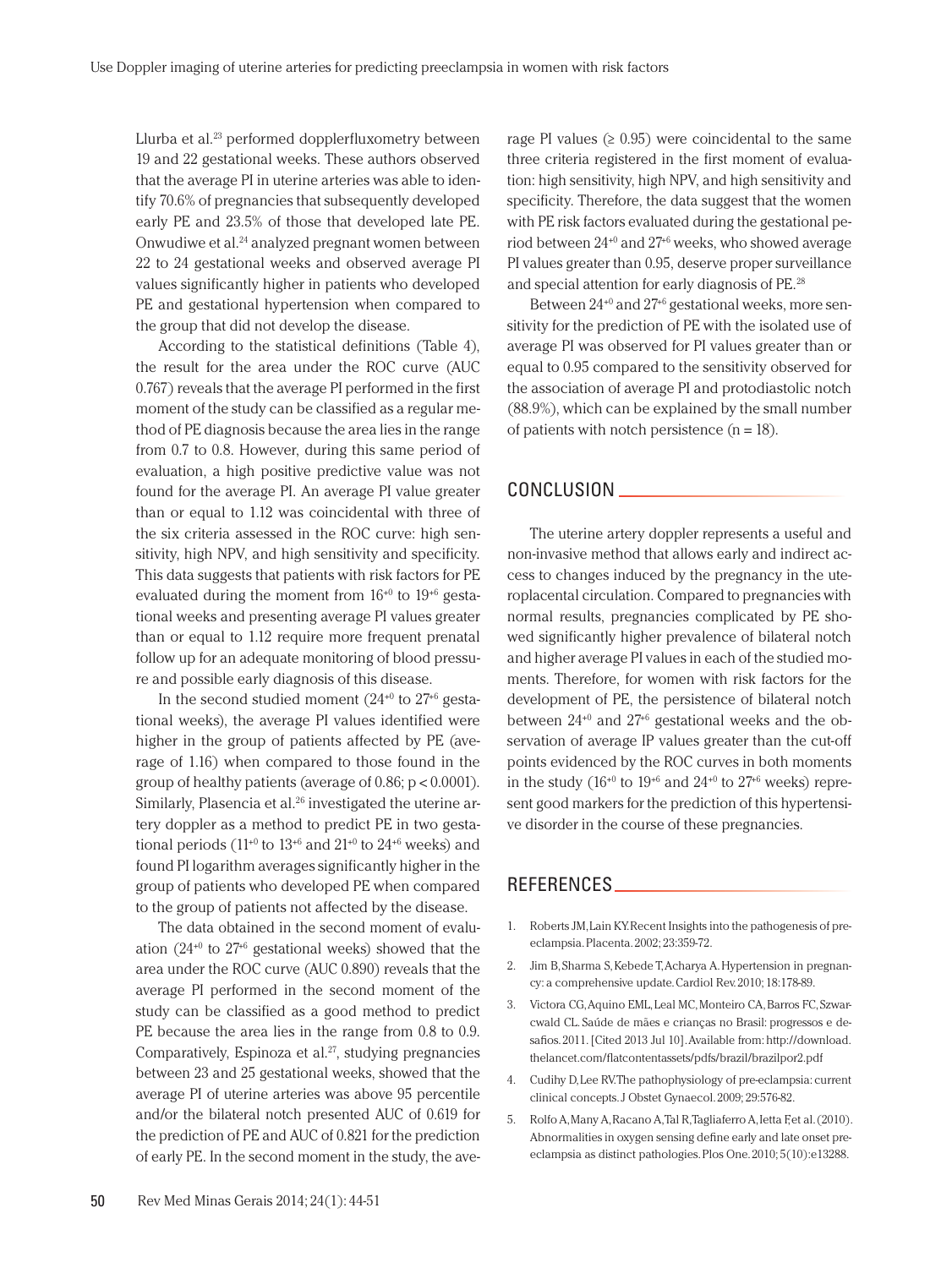Llurba et al.[23] performed dopplerfluxometry between 19 and 22 gestational weeks. These authors observed that the average PI in uterine arteries was able to identify 70.6% of pregnancies that subsequently developed early PE and 23.5% of those that developed late PE. Onwudiwe et al.[24] analyzed pregnant women between 22 to 24 gestational weeks and observed average PI values significantly higher in patients who developed PE and gestational hypertension when compared to the group that did not develop the disease.

According to the statistical definitions (Table 4), the result for the area under the ROC curve (AUC 0.767) reveals that the average PI performed in the first moment of the study can be classified as a regular method of PE diagnosis because the area lies in the range from 0.7 to 0.8. However, during this same period of evaluation, a high positive predictive value was not found for the average PI. An average PI value greater than or equal to 1.12 was coincidental with three of the six criteria assessed in the ROC curve: high sensitivity, high NPV, and high sensitivity and specificity. This data suggests that patients with risk factors for PE evaluated during the moment from $16^{+0}$ to $19^{+6}$ gestational weeks and presenting average PI values greater than or equal to 1.12 require more frequent prenatal follow up for an adequate monitoring of blood pressure and possible early diagnosis of this disease.

In the second studied moment ($24^{+0}$ to $27^{+6}$ gestational weeks), the average PI values identified were higher in the group of patients affected by PE (average of 1.16) when compared to those found in the group of healthy patients (average of 0.86; $p < 0.0001$). Similarly, Plasencia et al.[26] investigated the uterine artery doppler as a method to predict PE in two gestational periods ($11^{+0}$ to $13^{+6}$ and $21^{+0}$ to $24^{+6}$ weeks) and found PI logarithm averages significantly higher in the group of patients who developed PE when compared to the group of patients not affected by the disease.

The data obtained in the second moment of evaluation ($24^{+0}$ to $27^{+6}$ gestational weeks) showed that the area under the ROC curve (AUC 0.890) reveals that the average PI performed in the second moment of the study can be classified as a good method to predict PE because the area lies in the range from 0.8 to 0.9. Comparatively, Espinoza et al.[27], studying pregnancies between 23 and 25 gestational weeks, showed that the average PI of uterine arteries was above 95 percentile and/or the bilateral notch presented AUC of 0.619 for the prediction of PE and AUC of 0.821 for the prediction of early PE. In the second moment in the study, the average PI values ($\geq 0.95$) were coincidental to the same three criteria registered in the first moment of evaluation: high sensitivity, high NPV, and high sensitivity and specificity. Therefore, the data suggest that the women with PE risk factors evaluated during the gestational period between $24^{+0}$ and $27^{+6}$ weeks, who showed average PI values greater than 0.95, deserve proper surveillance and special attention for early diagnosis of PE.[28]

Between $24^{+0}$ and $27^{+6}$ gestational weeks, more sensitivity for the prediction of PE with the isolated use of average PI was observed for PI values greater than or equal to 0.95 compared to the sensitivity observed for the association of average PI and protodiastolic notch (88.9%), which can be explained by the small number of patients with notch persistence (n = 18).

## CONCLUSION

The uterine artery doppler represents a useful and non-invasive method that allows early and indirect access to changes induced by the pregnancy in the uteroplacental circulation. Compared to pregnancies with normal results, pregnancies complicated by PE showed significantly higher prevalence of bilateral notch and higher average PI values in each of the studied moments. Therefore, for women with risk factors for the development of PE, the persistence of bilateral notch between $24^{+0}$ and $27^{+6}$ gestational weeks and the observation of average IP values greater than the cut-off points evidenced by the ROC curves in both moments in the study ($16^{+0}$ to $19^{+6}$ and $24^{+0}$ to $27^{+6}$ weeks) represent good markers for the prediction of this hypertensive disorder in the course of these pregnancies.

## REFERENCES

1. Roberts JM, Lain KY. Recent Insights into the pathogenesis of pre-eclampsia. Placenta. 2002; 23:359-72.
2. Jim B, Sharma S, Kebede T, Acharya A. Hypertension in pregnancy: a comprehensive update. Cardiol Rev. 2010; 18:178-89.
3. Victora CG, Aquino EML, Leal MC, Monteiro CA, Barros FC, Szwarcwald CL. Saúde de mães e crianças no Brasil: progressos e desafios. 2011. [Cited 2013 Jul 10]. Available from: http://download.thelancet.com/flatcontentassets/pdfs/brazil/brazilpor2.pdf
4. Cudihy D, Lee RV. The pathophysiology of pre-eclampsia: current clinical concepts. J Obstet Gynaecol. 2009; 29:576-82.
5. Rolfo A, Many A, Racano A, Tal R, Tagliaferro A, Ietta F, et al. (2010). Abnormalities in oxygen sensing define early and late onset preeclampsia as distinct pathologies. Plos One. 2010; 5(10):e13288.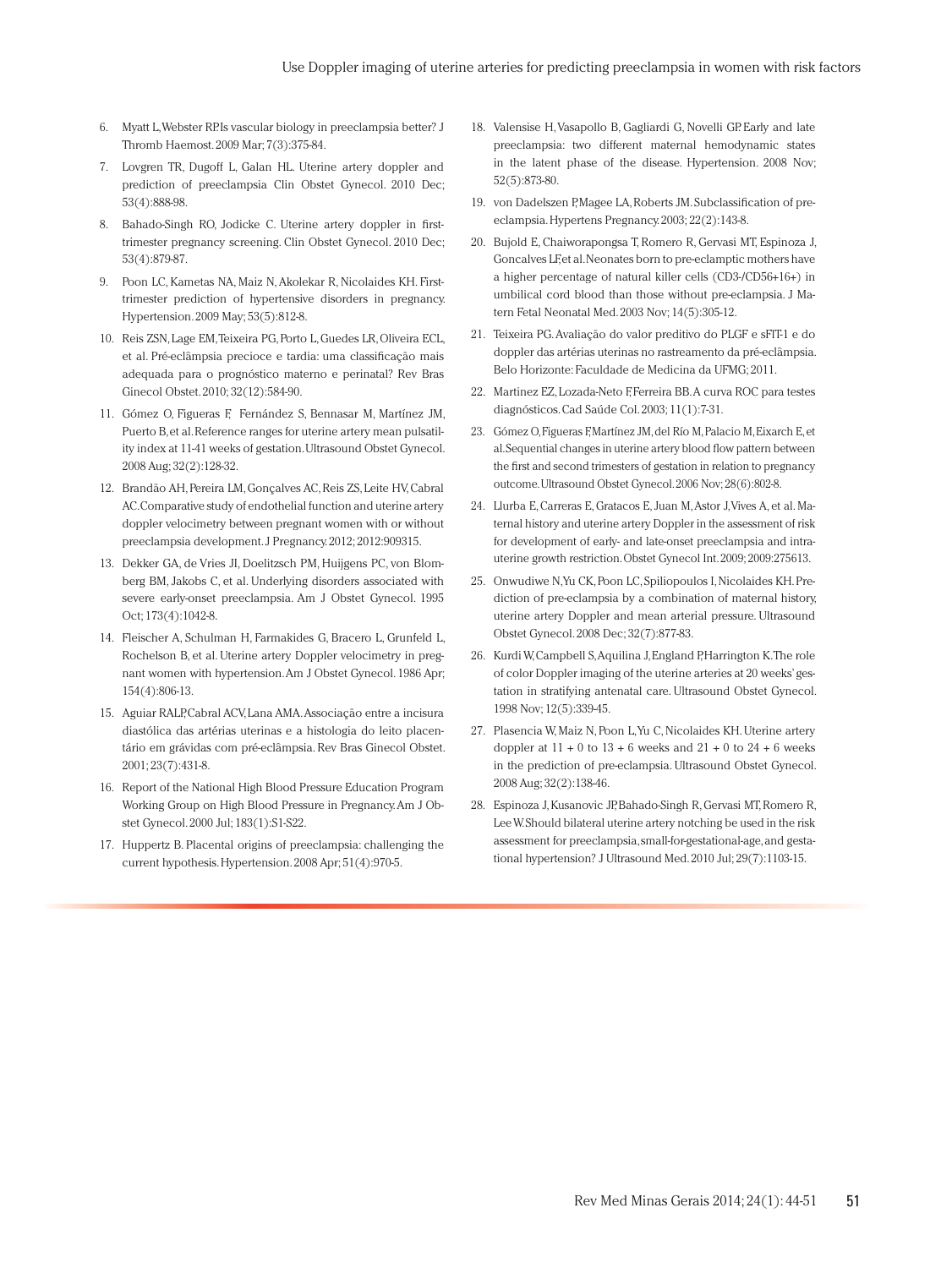6. Myatt L, Webster RP. Is vascular biology in preeclampsia better? J Thromb Haemost. 2009 Mar; 7(3):375-84.
7. Lovgren TR, Dugoff L, Galan HL. Uterine artery doppler and prediction of preeclampsia Clin Obstet Gynecol. 2010 Dec; 53(4):888-98.
8. Bahado-Singh RO, Jodicke C. Uterine artery doppler in first-trimester pregnancy screening. Clin Obstet Gynecol. 2010 Dec; 53(4):879-87.
9. Poon LC, Kametas NA, Maiz N, Akolekar R, Nicolaides KH. First-trimester prediction of hypertensive disorders in pregnancy. Hypertension. 2009 May; 53(5):812-8.
10. Reis ZSN, Lage EM, Teixeira PG, Porto L, Guedes LR, Oliveira ECL, et al. Pré-eclâmpsia precioce e tardia: uma classificação mais adequada para o prognóstico materno e perinatal? Rev Bras Ginecol Obstet. 2010; 32(12):584-90.
11. Gómez O, Figueras F, Fernández S, Bennasar M, Martínez JM, Puerto B, et al. Reference ranges for uterine artery mean pulsatility index at 11-41 weeks of gestation. Ultrasound Obstet Gynecol. 2008 Aug; 32(2):128-32.
12. Brandão AH, Pereira LM, Gonçalves AC, Reis ZS, Leite HV, Cabral AC. Comparative study of endothelial function and uterine artery doppler velocimetry between pregnant women with or without preeclampsia development. J Pregnancy. 2012; 2012:909315.
13. Dekker GA, de Vries JI, Doelitzsch PM, Huijgens PC, von Blomberg BM, Jakobs C, et al. Underlying disorders associated with severe early-onset preeclampsia. Am J Obstet Gynecol. 1995 Oct; 173(4):1042-8.
14. Fleischer A, Schulman H, Farmakides G, Bracero L, Grunfeld L, Rochelson B, et al. Uterine artery Doppler velocimetry in pregnant women with hypertension. Am J Obstet Gynecol. 1986 Apr; 154(4):806-13.
15. Aguiar RALP, Cabral ACV, Lana AMA. Associação entre a incisura diastólica das artérias uterinas e a histologia do leito placentário em grávidas com pré-eclâmpsia. Rev Bras Ginecol Obstet. 2001; 23(7):431-8.
16. Report of the National High Blood Pressure Education Program Working Group on High Blood Pressure in Pregnancy. Am J Obstet Gynecol. 2000 Jul; 183(1):S1-S22.
17. Huppertz B. Placental origins of preeclampsia: challenging the current hypothesis. Hypertension. 2008 Apr; 51(4):970-5.
18. Valensise H, Vasapollo B, Gagliardi G, Novelli GP. Early and late preeclampsia: two different maternal hemodynamic states in the latent phase of the disease. Hypertension. 2008 Nov; 52(5):873-80.
19. von Dadelszen P, Magee LA, Roberts JM. Subclassification of preeclampsia. Hypertens Pregnancy. 2003; 22(2):143-8.
20. Bujold E, Chaiworapongsa T, Romero R, Gervasi MT, Espinoza J, Goncalves LF, et al. Neonates born to pre-eclamptic mothers have a higher percentage of natural killer cells (CD3-/CD56+16+) in umbilical cord blood than those without pre-eclampsia. J Matern Fetal Neonatal Med. 2003 Nov; 14(5):305-12.
21. Teixeira PG. Avaliação do valor preditivo do PLGF e sFlT-1 e do doppler das artérias uterinas no rastreamento da pré-eclâmpsia. Belo Horizonte: Faculdade de Medicina da UFMG; 2011.
22. Martinez EZ, Lozada-Neto F, Ferreira BB. A curva ROC para testes diagnósticos. Cad Saúde Col. 2003; 11(1):7-31.
23. Gómez O, Figueras F, Martínez JM, del Río M, Palacio M, Eixarch E, et al. Sequential changes in uterine artery blood flow pattern between the first and second trimesters of gestation in relation to pregnancy outcome. Ultrasound Obstet Gynecol. 2006 Nov; 28(6):802-8.
24. Llurba E, Carreras E, Gratacos E, Juan M, Astor J, Vives A, et al. Maternal history and uterine artery Doppler in the assessment of risk for development of early- and late-onset preeclampsia and intrauterine growth restriction. Obstet Gynecol Int. 2009; 2009:275613.
25. Onwudiwe N, Yu CK, Poon LC, Spiliopoulos I, Nicolaides KH. Prediction of pre-eclampsia by a combination of maternal history, uterine artery Doppler and mean arterial pressure. Ultrasound Obstet Gynecol. 2008 Dec; 32(7):877-83.
26. Kurdi W, Campbell S, Aquilina J, England P, Harrington K. The role of color Doppler imaging of the uterine arteries at 20 weeks' gestation in stratifying antenatal care. Ultrasound Obstet Gynecol. 1998 Nov; 12(5):339-45.
27. Plasencia W, Maiz N, Poon L, Yu C, Nicolaides KH. Uterine artery doppler at 11 + 0 to 13 + 6 weeks and 21 + 0 to 24 + 6 weeks in the prediction of pre-eclampsia. Ultrasound Obstet Gynecol. 2008 Aug; 32(2):138-46.
28. Espinoza J, Kusanovic JP, Bahado-Singh R, Gervasi MT, Romero R, Lee W. Should bilateral uterine artery notching be used in the risk assessment for preeclampsia, small-for-gestational-age, and gestational hypertension? J Ultrasound Med. 2010 Jul; 29(7):1103-15.